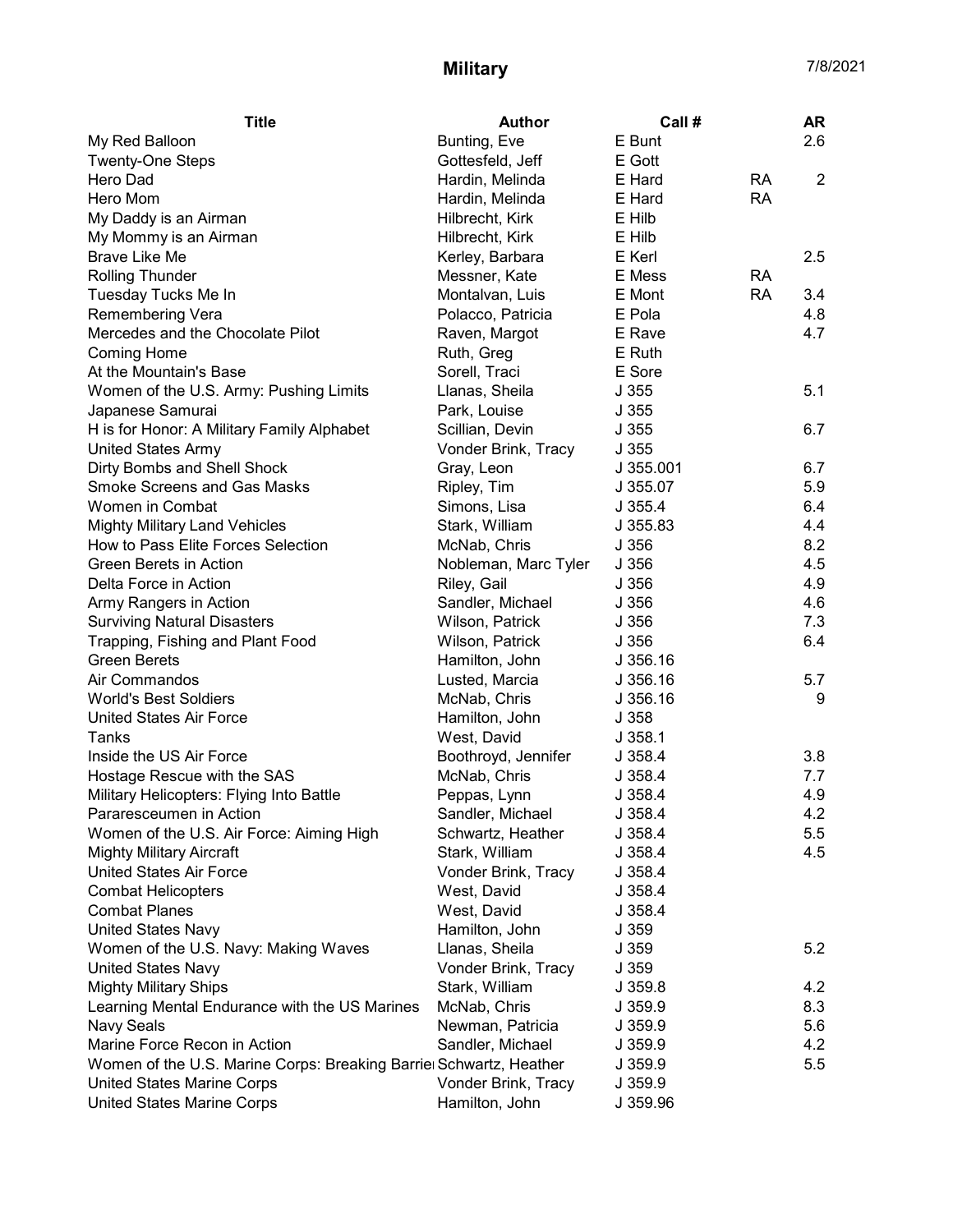# Military

7/8/2021

| Title | Author | Call # | | AR |
|---|---|---|---|---|
| My Red Balloon | Bunting, Eve | E Bunt | | 2.6 |
| Twenty-One Steps | Gottesfeld, Jeff | E Gott | | |
| Hero Dad | Hardin, Melinda | E Hard | RA | 2 |
| Hero Mom | Hardin, Melinda | E Hard | RA | |
| My Daddy is an Airman | Hilbrecht, Kirk | E Hilb | | |
| My Mommy is an Airman | Hilbrecht, Kirk | E Hilb | | |
| Brave Like Me | Kerley, Barbara | E Kerl | | 2.5 |
| Rolling Thunder | Messner, Kate | E Mess | RA | |
| Tuesday Tucks Me In | Montalvan, Luis | E Mont | RA | 3.4 |
| Remembering Vera | Polacco, Patricia | E Pola | | 4.8 |
| Mercedes and the Chocolate Pilot | Raven, Margot | E Rave | | 4.7 |
| Coming Home | Ruth, Greg | E Ruth | | |
| At the Mountain's Base | Sorell, Traci | E Sore | | |
| Women of the U.S. Army: Pushing Limits | Llanas, Sheila | J 355 | | 5.1 |
| Japanese Samurai | Park, Louise | J 355 | | |
| H is for Honor: A Military Family Alphabet | Scillian, Devin | J 355 | | 6.7 |
| United States Army | Vonder Brink, Tracy | J 355 | | |
| Dirty Bombs and Shell Shock | Gray, Leon | J 355.001 | | 6.7 |
| Smoke Screens and Gas Masks | Ripley, Tim | J 355.07 | | 5.9 |
| Women in Combat | Simons, Lisa | J 355.4 | | 6.4 |
| Mighty Military Land Vehicles | Stark, William | J 355.83 | | 4.4 |
| How to Pass Elite Forces Selection | McNab, Chris | J 356 | | 8.2 |
| Green Berets in Action | Nobleman, Marc Tyler | J 356 | | 4.5 |
| Delta Force in Action | Riley, Gail | J 356 | | 4.9 |
| Army Rangers in Action | Sandler, Michael | J 356 | | 4.6 |
| Surviving Natural Disasters | Wilson, Patrick | J 356 | | 7.3 |
| Trapping, Fishing and Plant Food | Wilson, Patrick | J 356 | | 6.4 |
| Green Berets | Hamilton, John | J 356.16 | | |
| Air Commandos | Lusted, Marcia | J 356.16 | | 5.7 |
| World's Best Soldiers | McNab, Chris | J 356.16 | | 9 |
| United States Air Force | Hamilton, John | J 358 | | |
| Tanks | West, David | J 358.1 | | |
| Inside the US Air Force | Boothroyd, Jennifer | J 358.4 | | 3.8 |
| Hostage Rescue with the SAS | McNab, Chris | J 358.4 | | 7.7 |
| Military Helicopters: Flying Into Battle | Peppas, Lynn | J 358.4 | | 4.9 |
| Pararescuemen in Action | Sandler, Michael | J 358.4 | | 4.2 |
| Women of the U.S. Air Force: Aiming High | Schwartz, Heather | J 358.4 | | 5.5 |
| Mighty Military Aircraft | Stark, William | J 358.4 | | 4.5 |
| United States Air Force | Vonder Brink, Tracy | J 358.4 | | |
| Combat Helicopters | West, David | J 358.4 | | |
| Combat Planes | West, David | J 358.4 | | |
| United States Navy | Hamilton, John | J 359 | | |
| Women of the U.S. Navy: Making Waves | Llanas, Sheila | J 359 | | 5.2 |
| United States Navy | Vonder Brink, Tracy | J 359 | | |
| Mighty Military Ships | Stark, William | J 359.8 | | 4.2 |
| Learning Mental Endurance with the US Marines | McNab, Chris | J 359.9 | | 8.3 |
| Navy Seals | Newman, Patricia | J 359.9 | | 5.6 |
| Marine Force Recon in Action | Sandler, Michael | J 359.9 | | 4.2 |
| Women of the U.S. Marine Corps: Breaking Barrie | Schwartz, Heather | J 359.9 | | 5.5 |
| United States Marine Corps | Vonder Brink, Tracy | J 359.9 | | |
| United States Marine Corps | Hamilton, John | J 359.96 | | |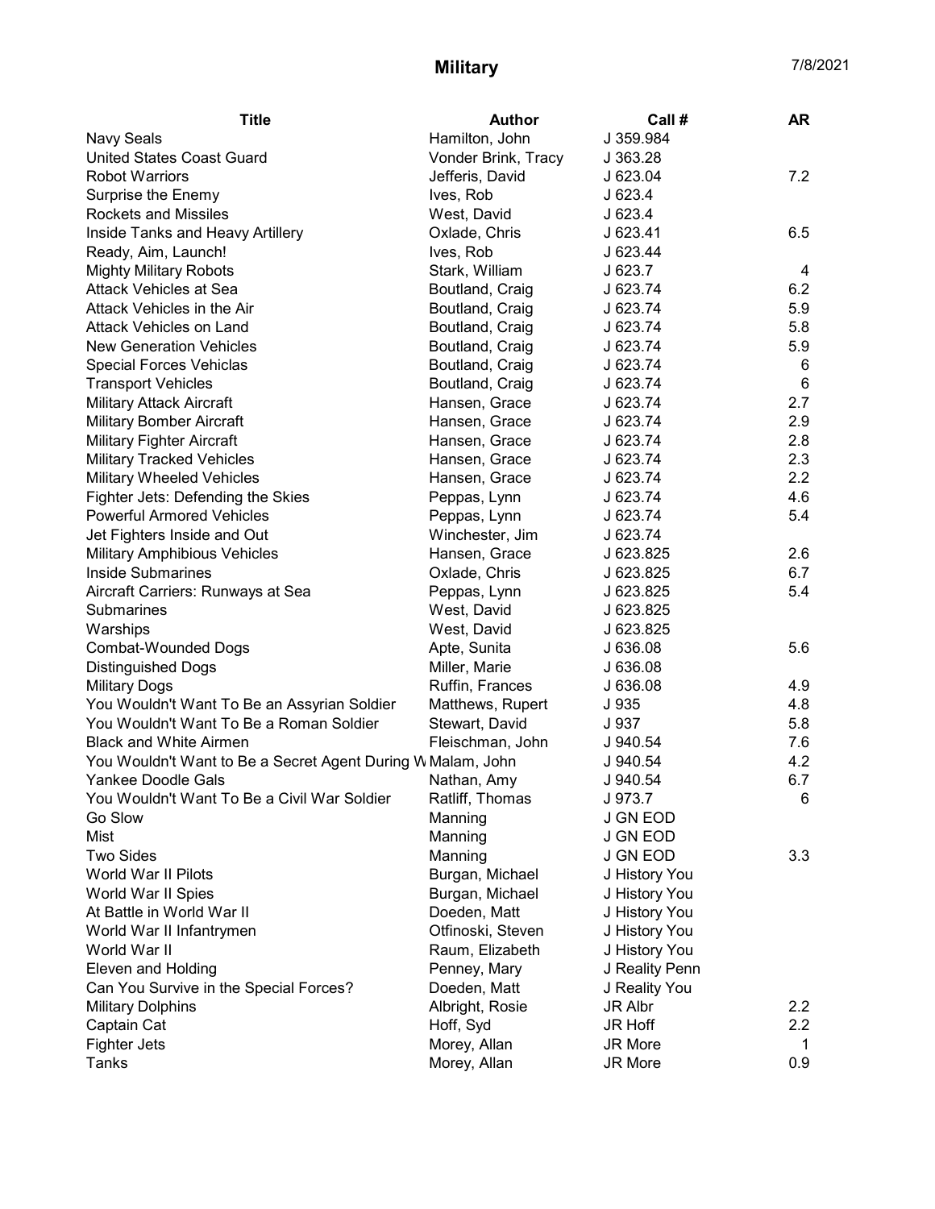# Military

7/8/2021

| Title | Author | Call # | AR |
|---|---|---|---|
| Navy Seals | Hamilton, John | J 359.984 | |
| United States Coast Guard | Vonder Brink, Tracy | J 363.28 | |
| Robot Warriors | Jefferis, David | J 623.04 | 7.2 |
| Surprise the Enemy | Ives, Rob | J 623.4 | |
| Rockets and Missiles | West, David | J 623.4 | |
| Inside Tanks and Heavy Artillery | Oxlade, Chris | J 623.41 | 6.5 |
| Ready, Aim, Launch! | Ives, Rob | J 623.44 | |
| Mighty Military Robots | Stark, William | J 623.7 | 4 |
| Attack Vehicles at Sea | Boutland, Craig | J 623.74 | 6.2 |
| Attack Vehicles in the Air | Boutland, Craig | J 623.74 | 5.9 |
| Attack Vehicles on Land | Boutland, Craig | J 623.74 | 5.8 |
| New Generation Vehicles | Boutland, Craig | J 623.74 | 5.9 |
| Special Forces Vehiclas | Boutland, Craig | J 623.74 | 6 |
| Transport Vehicles | Boutland, Craig | J 623.74 | 6 |
| Military Attack Aircraft | Hansen, Grace | J 623.74 | 2.7 |
| Military Bomber Aircraft | Hansen, Grace | J 623.74 | 2.9 |
| Military Fighter Aircraft | Hansen, Grace | J 623.74 | 2.8 |
| Military Tracked Vehicles | Hansen, Grace | J 623.74 | 2.3 |
| Military Wheeled Vehicles | Hansen, Grace | J 623.74 | 2.2 |
| Fighter Jets: Defending the Skies | Peppas, Lynn | J 623.74 | 4.6 |
| Powerful Armored Vehicles | Peppas, Lynn | J 623.74 | 5.4 |
| Jet Fighters Inside and Out | Winchester, Jim | J 623.74 | |
| Military Amphibious Vehicles | Hansen, Grace | J 623.825 | 2.6 |
| Inside Submarines | Oxlade, Chris | J 623.825 | 6.7 |
| Aircraft Carriers: Runways at Sea | Peppas, Lynn | J 623.825 | 5.4 |
| Submarines | West, David | J 623.825 | |
| Warships | West, David | J 623.825 | |
| Combat-Wounded Dogs | Apte, Sunita | J 636.08 | 5.6 |
| Distinguished Dogs | Miller, Marie | J 636.08 | |
| Military Dogs | Ruffin, Frances | J 636.08 | 4.9 |
| You Wouldn't Want To Be an Assyrian Soldier | Matthews, Rupert | J 935 | 4.8 |
| You Wouldn't Want To Be a Roman Soldier | Stewart, David | J 937 | 5.8 |
| Black and White Airmen | Fleischman, John | J 940.54 | 7.6 |
| You Wouldn't Want to Be a Secret Agent During W | Malam, John | J 940.54 | 4.2 |
| Yankee Doodle Gals | Nathan, Amy | J 940.54 | 6.7 |
| You Wouldn't Want To Be a Civil War Soldier | Ratliff, Thomas | J 973.7 | 6 |
| Go Slow | Manning | J GN EOD | |
| Mist | Manning | J GN EOD | |
| Two Sides | Manning | J GN EOD | 3.3 |
| World War II Pilots | Burgan, Michael | J History You | |
| World War II Spies | Burgan, Michael | J History You | |
| At Battle in World War II | Doeden, Matt | J History You | |
| World War II Infantrymen | Otfinoski, Steven | J History You | |
| World War II | Raum, Elizabeth | J History You | |
| Eleven and Holding | Penney, Mary | J Reality Penn | |
| Can You Survive in the Special Forces? | Doeden, Matt | J Reality You | |
| Military Dolphins | Albright, Rosie | JR Albr | 2.2 |
| Captain Cat | Hoff, Syd | JR Hoff | 2.2 |
| Fighter Jets | Morey, Allan | JR More | 1 |
| Tanks | Morey, Allan | JR More | 0.9 |